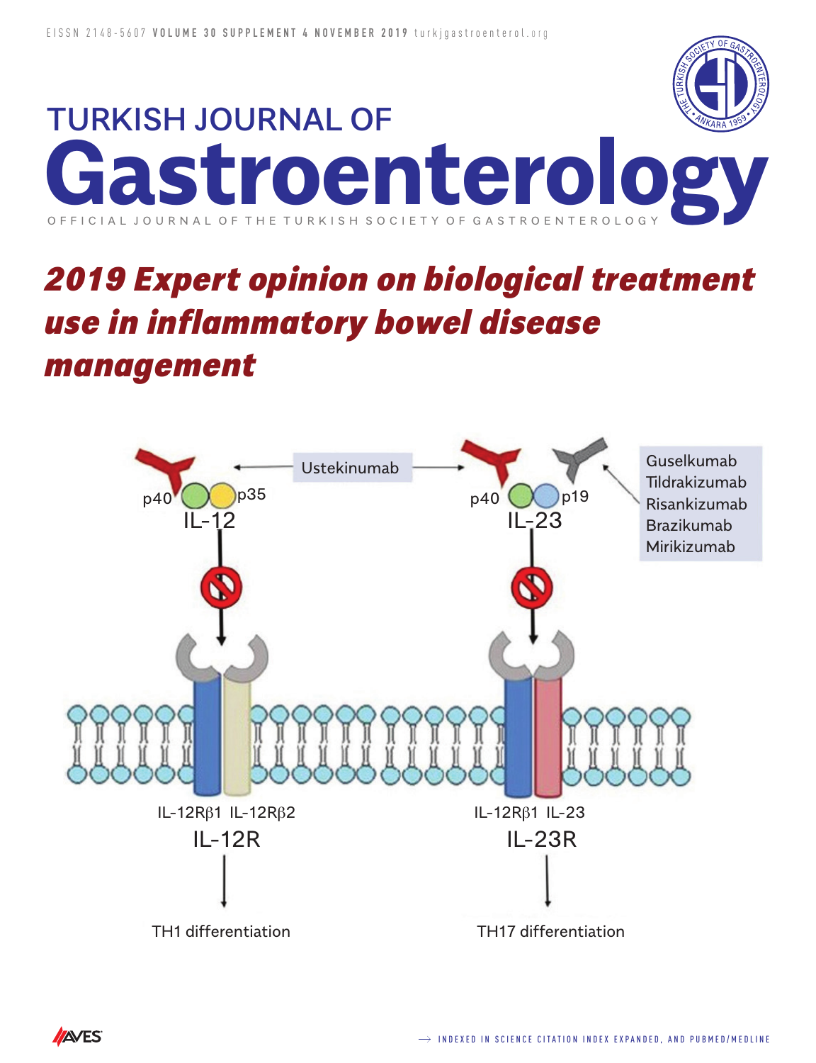EISSN 2148-5607 **VOLUME 30 SUPPLEMENT 4 NOVEMBER 2019** turkjgastroenterol.org

# TURKISH JOURNAL OF Gastroenterology

OFFICIAL JOURNAL OF THE TURKISH SOCIETY OF GASTROENTEROLOGY

## *2019 Expert opinion on biological treatment use in inflammatory bowel disease management*

Ustekinumab

p40 p35 IL-12

p40 p19 IL-23

Guselkumab
Tildrakizumab
Risankizumab
Brazikumab
Mirikizumab

IL-12Rβ1 IL-12Rβ2
IL-12R

TH1 differentiation

IL-12Rβ1 IL-23
IL-23R

TH17 differentiation

→ INDEXED IN SCIENCE CITATION INDEX EXPANDED, AND PUBMED/MEDLINE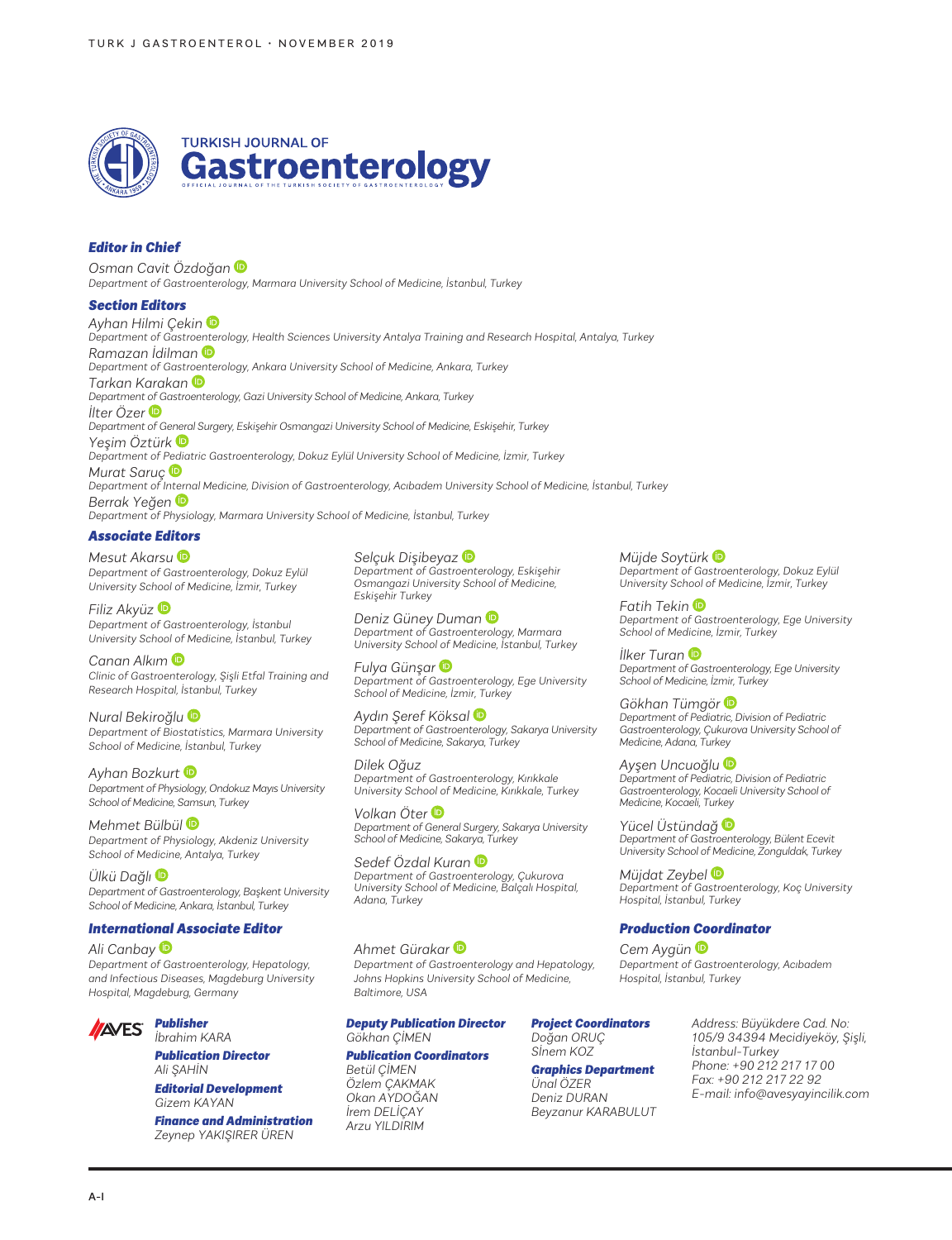# TURKISH JOURNAL OF Gastroenterology

OFFICIAL JOURNAL OF THE TURKISH SOCIETY OF GASTROENTEROLOGY

***Editor in Chief***

*Osman Cavit Özdoğan*
*Department of Gastroenterology, Marmara University School of Medicine, İstanbul, Turkey*

***Section Editors***

*Ayhan Hilmi Çekin*
*Department of Gastroenterology, Health Sciences University Antalya Training and Research Hospital, Antalya, Turkey*

*Ramazan İdilman*
*Department of Gastroenterology, Ankara University School of Medicine, Ankara, Turkey*

*Tarkan Karakan*
*Department of Gastroenterology, Gazi University School of Medicine, Ankara, Turkey*

*İlter Özer*
*Department of General Surgery, Eskişehir Osmangazi University School of Medicine, Eskişehir, Turkey*

*Yeşim Öztürk*
*Department of Pediatric Gastroenterology, Dokuz Eylül University School of Medicine, İzmir, Turkey*

*Murat Saruç*
*Department of Internal Medicine, Division of Gastroenterology, Acıbadem University School of Medicine, İstanbul, Turkey*

*Berrak Yeğen*
*Department of Physiology, Marmara University School of Medicine, İstanbul, Turkey*

***Associate Editors***

*Mesut Akarsu*
*Department of Gastroenterology, Dokuz Eylül University School of Medicine, İzmir, Turkey*

*Filiz Akyüz*
*Department of Gastroenterology, İstanbul University School of Medicine, İstanbul, Turkey*

*Canan Alkım*
*Clinic of Gastroenterology, Şişli Etfal Training and Research Hospital, İstanbul, Turkey*

*Nural Bekiroğlu*
*Department of Biostatistics, Marmara University School of Medicine, İstanbul, Turkey*

*Ayhan Bozkurt*
*Department of Physiology, Ondokuz Mayıs University School of Medicine, Samsun, Turkey*

*Mehmet Bülbül*
*Department of Physiology, Akdeniz University School of Medicine, Antalya, Turkey*

*Ülkü Dağlı*
*Department of Gastroenterology, Başkent University School of Medicine, Ankara, İstanbul, Turkey*

*Selçuk Dişibeyaz*
*Department of Gastroenterology, Eskişehir Osmangazi University School of Medicine, Eskişehir Turkey*

*Deniz Güney Duman*
*Department of Gastroenterology, Marmara University School of Medicine, İstanbul, Turkey*

*Fulya Günşar*
*Department of Gastroenterology, Ege University School of Medicine, İzmir, Turkey*

*Aydın Şeref Köksal*
*Department of Gastroenterology, Sakarya University School of Medicine, Sakarya, Turkey*

*Dilek Oğuz*
*Department of Gastroenterology, Kırıkkale University School of Medicine, Kırıkkale, Turkey*

*Volkan Öter*
*Department of General Surgery, Sakarya University School of Medicine, Sakarya, Turkey*

*Sedef Özdal Kuran*
*Department of Gastroenterology, Çukurova University School of Medicine, Balçalı Hospital, Adana, Turkey*

*Müjde Soytürk*
*Department of Gastroenterology, Dokuz Eylül University School of Medicine, İzmir, Turkey*

*Fatih Tekin*
*Department of Gastroenterology, Ege University School of Medicine, İzmir, Turkey*

*İlker Turan*
*Department of Gastroenterology, Ege University School of Medicine, İzmir, Turkey*

*Gökhan Tümgör*
*Department of Pediatric, Division of Pediatric Gastroenterology, Çukurova University School of Medicine, Adana, Turkey*

*Ayşen Uncuoğlu*
*Department of Pediatric, Division of Pediatric Gastroenterology, Kocaeli University School of Medicine, Kocaeli, Turkey*

*Yücel Üstündağ*
*Department of Gastroenterology, Bülent Ecevit University School of Medicine, Zonguldak, Turkey*

*Müjdat Zeybel*
*Department of Gastroenterology, Koç University Hospital, İstanbul, Turkey*

***International Associate Editor***

*Ali Canbay*
*Department of Gastroenterology, Hepatology, and Infectious Diseases, Magdeburg University Hospital, Magdeburg, Germany*

*Ahmet Gürakar*
*Department of Gastroenterology and Hepatology, Johns Hopkins University School of Medicine, Baltimore, USA*

***Production Coordinator***

*Cem Aygün*
*Department of Gastroenterology, Acıbadem Hospital, İstanbul, Turkey*

AVES

***Publisher***
*İbrahim KARA*

***Publication Director***
*Ali ŞAHİN*

***Editorial Development***
*Gizem KAYAN*

***Finance and Administration***
*Zeynep YAKIŞIRER ÜREN*

***Deputy Publication Director***
*Gökhan ÇİMEN*

***Publication Coordinators***
*Betül ÇİMEN*
*Özlem ÇAKMAK*
*Okan AYDOĞAN*
*İrem DELİÇAY*
*Arzu YILDIRIM*

***Project Coordinators***
*Doğan ORUÇ*
*Sinem KOZ*

***Graphics Department***
*Ünal ÖZER*
*Deniz DURAN*
*Beyzanur KARABULUT*

*Address: Büyükdere Cad. No: 105/9 34394 Mecidiyeköy, Şişli, İstanbul-Turkey*
*Phone: +90 212 217 17 00*
*Fax: +90 212 217 22 92*
*E-mail: info@avesyayincilik.com*